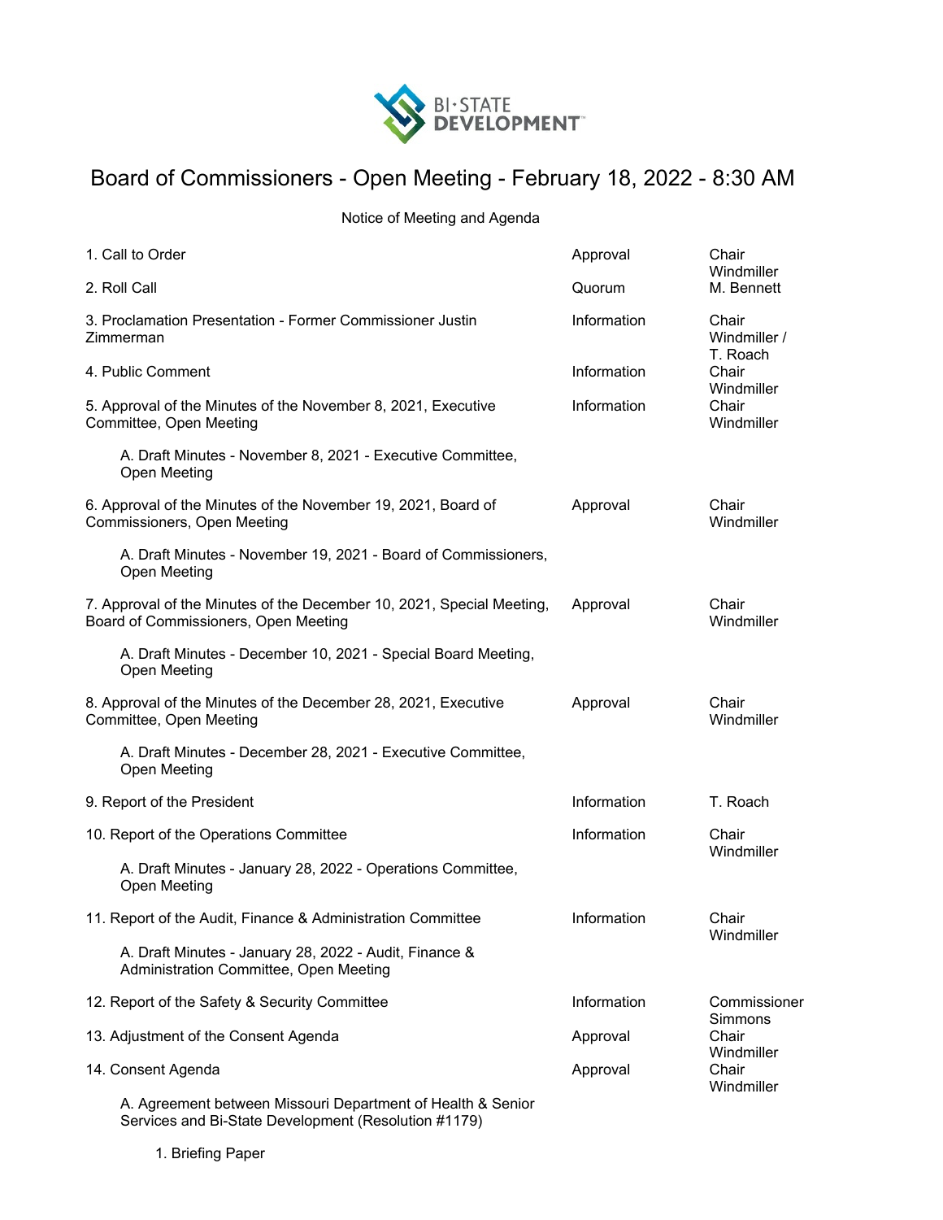BI-STATE DEVELOPMENT

# Board of Commissioners - Open Meeting - February 18, 2022 - 8:30 AM

Notice of Meeting and Agenda

| Item | Type | Presenter |
|---|---|---|
| 1. Call to Order | Approval | Chair Windmiller |
| 2. Roll Call | Quorum | M. Bennett |
| 3. Proclamation Presentation - Former Commissioner Justin Zimmerman | Information | Chair Windmiller / T. Roach |
| 4. Public Comment | Information | Chair Windmiller |
| 5. Approval of the Minutes of the November 8, 2021, Executive Committee, Open Meeting | Information | Chair Windmiller |
| A. Draft Minutes - November 8, 2021 - Executive Committee, Open Meeting | | |
| 6. Approval of the Minutes of the November 19, 2021, Board of Commissioners, Open Meeting | Approval | Chair Windmiller |
| A. Draft Minutes - November 19, 2021 - Board of Commissioners, Open Meeting | | |
| 7. Approval of the Minutes of the December 10, 2021, Special Meeting, Board of Commissioners, Open Meeting | Approval | Chair Windmiller |
| A. Draft Minutes - December 10, 2021 - Special Board Meeting, Open Meeting | | |
| 8. Approval of the Minutes of the December 28, 2021, Executive Committee, Open Meeting | Approval | Chair Windmiller |
| A. Draft Minutes - December 28, 2021 - Executive Committee, Open Meeting | | |
| 9. Report of the President | Information | T. Roach |
| 10. Report of the Operations Committee | Information | Chair Windmiller |
| A. Draft Minutes - January 28, 2022 - Operations Committee, Open Meeting | | |
| 11. Report of the Audit, Finance & Administration Committee | Information | Chair Windmiller |
| A. Draft Minutes - January 28, 2022 - Audit, Finance & Administration Committee, Open Meeting | | |
| 12. Report of the Safety & Security Committee | Information | Commissioner Simmons |
| 13. Adjustment of the Consent Agenda | Approval | Chair Windmiller |
| 14. Consent Agenda | Approval | Chair Windmiller |
| A. Agreement between Missouri Department of Health & Senior Services and Bi-State Development (Resolution #1179) | | |
| 1. Briefing Paper | | |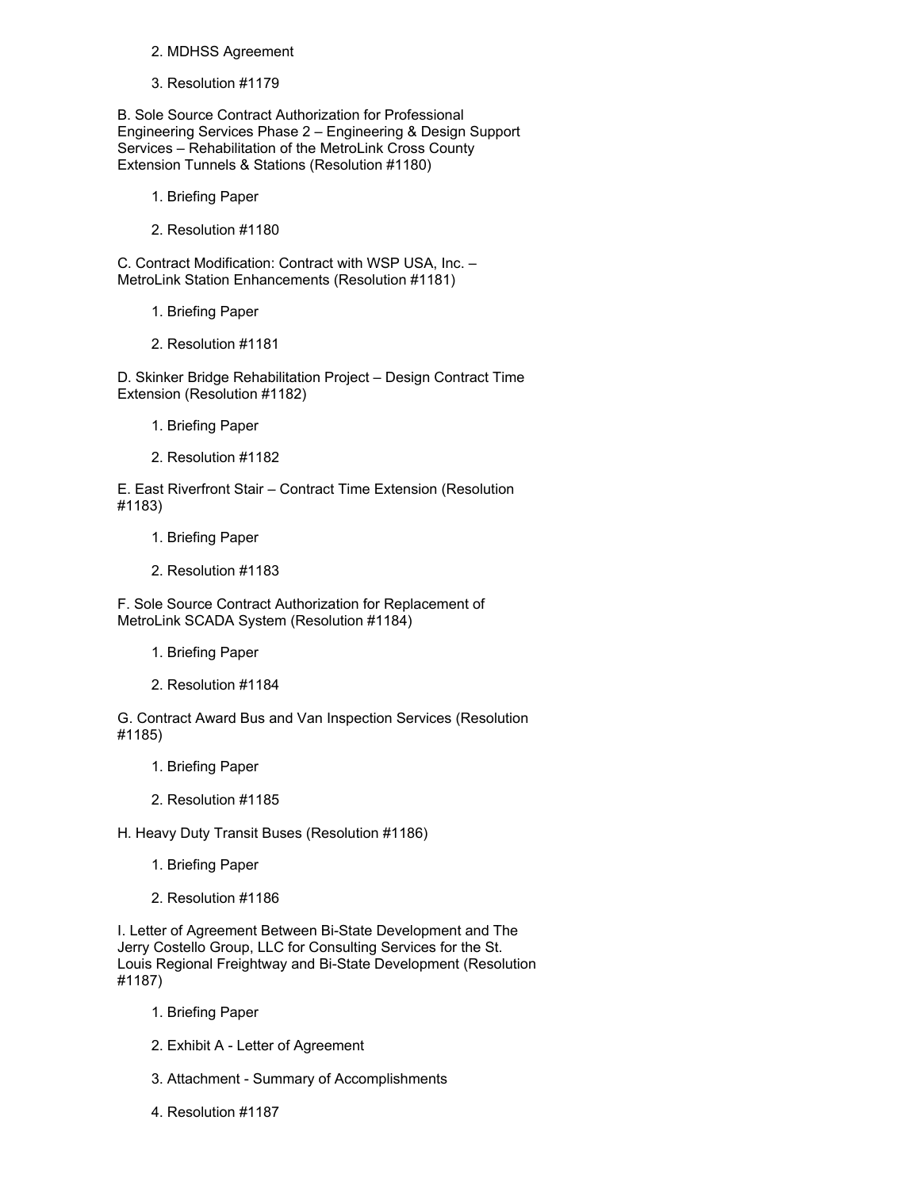2. MDHSS Agreement

  3. Resolution #1179

B. Sole Source Contract Authorization for Professional Engineering Services Phase 2 – Engineering & Design Support Services – Rehabilitation of the MetroLink Cross County Extension Tunnels & Stations (Resolution #1180)

  1. Briefing Paper

  2. Resolution #1180

C. Contract Modification: Contract with WSP USA, Inc. – MetroLink Station Enhancements (Resolution #1181)

  1. Briefing Paper

  2. Resolution #1181

D. Skinker Bridge Rehabilitation Project – Design Contract Time Extension (Resolution #1182)

  1. Briefing Paper

  2. Resolution #1182

E. East Riverfront Stair – Contract Time Extension (Resolution #1183)

  1. Briefing Paper

  2. Resolution #1183

F. Sole Source Contract Authorization for Replacement of MetroLink SCADA System (Resolution #1184)

  1. Briefing Paper

  2. Resolution #1184

G. Contract Award Bus and Van Inspection Services (Resolution #1185)

  1. Briefing Paper

  2. Resolution #1185

H. Heavy Duty Transit Buses (Resolution #1186)

  1. Briefing Paper

  2. Resolution #1186

I. Letter of Agreement Between Bi-State Development and The Jerry Costello Group, LLC for Consulting Services for the St. Louis Regional Freightway and Bi-State Development (Resolution #1187)

  1. Briefing Paper

  2. Exhibit A - Letter of Agreement

  3. Attachment - Summary of Accomplishments

  4. Resolution #1187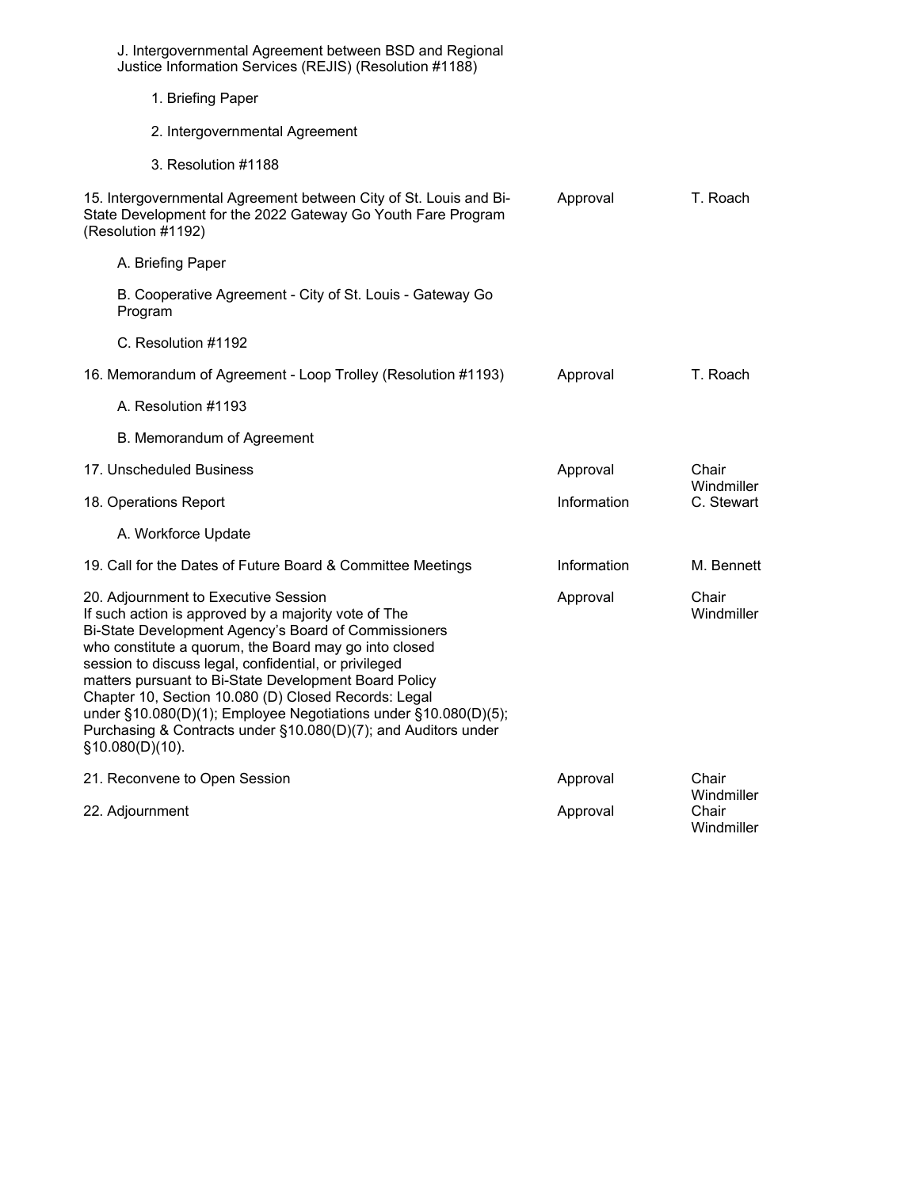| | | |
|---|---|---|
| J. Intergovernmental Agreement between BSD and Regional Justice Information Services (REJIS) (Resolution #1188) | | |
| 1. Briefing Paper | | |
| 2. Intergovernmental Agreement | | |
| 3. Resolution #1188 | | |
| 15. Intergovernmental Agreement between City of St. Louis and Bi-State Development for the 2022 Gateway Go Youth Fare Program (Resolution #1192) | Approval | T. Roach |
| A. Briefing Paper | | |
| B. Cooperative Agreement - City of St. Louis - Gateway Go Program | | |
| C. Resolution #1192 | | |
| 16. Memorandum of Agreement - Loop Trolley (Resolution #1193) | Approval | T. Roach |
| A. Resolution #1193 | | |
| B. Memorandum of Agreement | | |
| 17. Unscheduled Business | Approval | Chair Windmiller |
| 18. Operations Report | Information | C. Stewart |
| A. Workforce Update | | |
| 19. Call for the Dates of Future Board & Committee Meetings | Information | M. Bennett |
| 20. Adjournment to Executive Session If such action is approved by a majority vote of The Bi-State Development Agency's Board of Commissioners who constitute a quorum, the Board may go into closed session to discuss legal, confidential, or privileged matters pursuant to Bi-State Development Board Policy Chapter 10, Section 10.080 (D) Closed Records: Legal under §10.080(D)(1); Employee Negotiations under §10.080(D)(5); Purchasing & Contracts under §10.080(D)(7); and Auditors under §10.080(D)(10). | Approval | Chair Windmiller |
| 21. Reconvene to Open Session | Approval | Chair Windmiller |
| 22. Adjournment | Approval | Chair Windmiller |